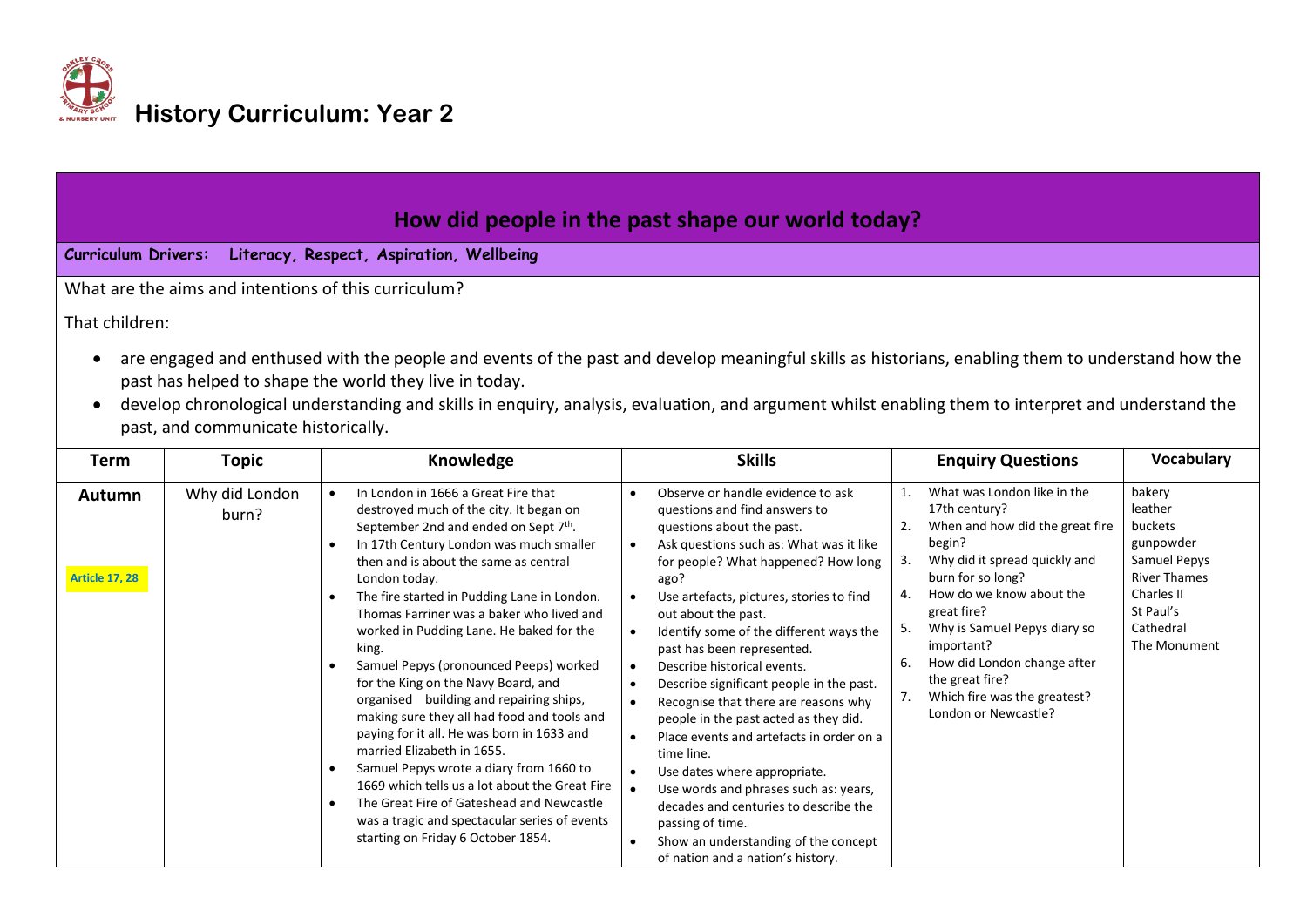# History Curriculum: Year 2

## How did people in the past shape our world today?

**Curriculum Drivers: Literacy, Respect, Aspiration, Wellbeing**

What are the aims and intentions of this curriculum?

That children:

- are engaged and enthused with the people and events of the past and develop meaningful skills as historians, enabling them to understand how the past has helped to shape the world they live in today.
- develop chronological understanding and skills in enquiry, analysis, evaluation, and argument whilst enabling them to interpret and understand the past, and communicate historically.

| Term | Topic | Knowledge | Skills | Enquiry Questions | Vocabulary |
|---|---|---|---|---|---|
| **Autumn**<br><br>**Article 17, 28** | Why did London burn? | • In London in 1666 a Great Fire that destroyed much of the city. It began on September 2nd and ended on Sept 7th.<br>• In 17th Century London was much smaller then and is about the same as central London today.<br>• The fire started in Pudding Lane in London. Thomas Farriner was a baker who lived and worked in Pudding Lane. He baked for the king.<br>• Samuel Pepys (pronounced Peeps) worked for the King on the Navy Board, and organised building and repairing ships, making sure they all had food and tools and paying for it all. He was born in 1633 and married Elizabeth in 1655.<br>• Samuel Pepys wrote a diary from 1660 to 1669 which tells us a lot about the Great Fire<br>• The Great Fire of Gateshead and Newcastle was a tragic and spectacular series of events starting on Friday 6 October 1854. | • Observe or handle evidence to ask questions and find answers to questions about the past.<br>• Ask questions such as: What was it like for people? What happened? How long ago?<br>• Use artefacts, pictures, stories to find out about the past.<br>• Identify some of the different ways the past has been represented.<br>• Describe historical events.<br>• Describe significant people in the past.<br>• Recognise that there are reasons why people in the past acted as they did.<br>• Place events and artefacts in order on a time line.<br>• Use dates where appropriate.<br>• Use words and phrases such as: years, decades and centuries to describe the passing of time.<br>• Show an understanding of the concept of nation and a nation's history. | 1. What was London like in the 17th century?<br>2. When and how did the great fire begin?<br>3. Why did it spread quickly and burn for so long?<br>4. How do we know about the great fire?<br>5. Why is Samuel Pepys diary so important?<br>6. How did London change after the great fire?<br>7. Which fire was the greatest? London or Newcastle? | bakery<br>leather<br>buckets<br>gunpowder<br>Samuel Pepys<br>River Thames<br>Charles II<br>St Paul's Cathedral<br>The Monument |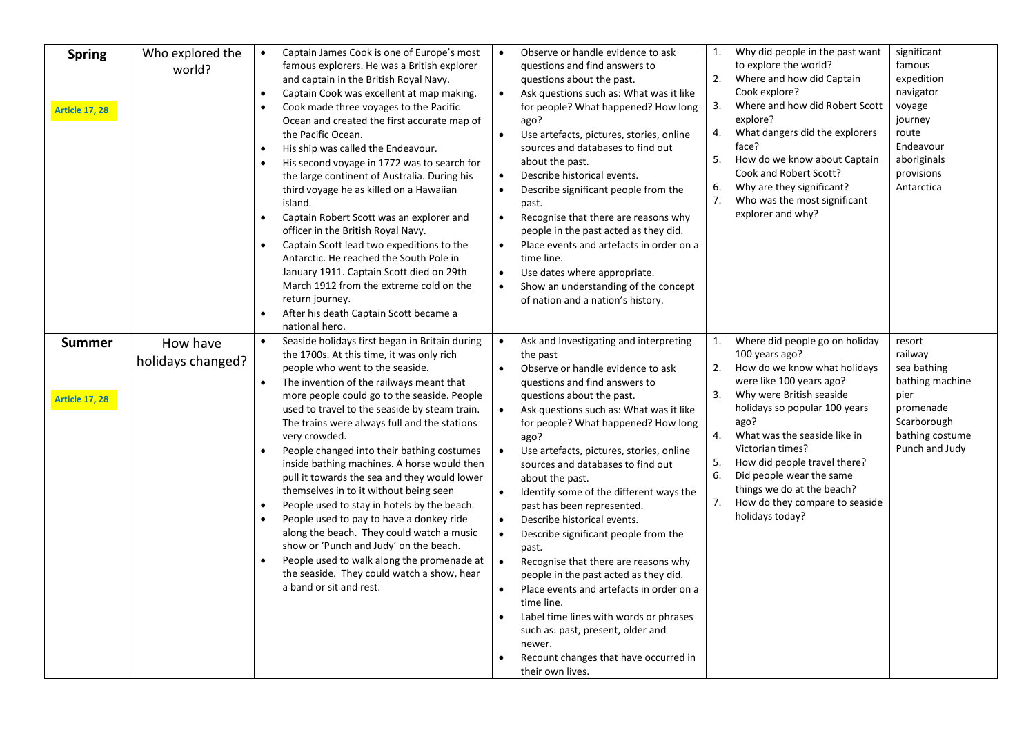| | | | | | |
|---|---|---|---|---|---|
| **Spring**<br><br>**Article 17, 28** | Who explored the world? | • Captain James Cook is one of Europe's most famous explorers. He was a British explorer and captain in the British Royal Navy.<br>• Captain Cook was excellent at map making.<br>• Cook made three voyages to the Pacific Ocean and created the first accurate map of the Pacific Ocean.<br>• His ship was called the Endeavour.<br>• His second voyage in 1772 was to search for the large continent of Australia. During his third voyage he as killed on a Hawaiian island.<br>• Captain Robert Scott was an explorer and officer in the British Royal Navy.<br>• Captain Scott lead two expeditions to the Antarctic. He reached the South Pole in January 1911. Captain Scott died on 29th March 1912 from the extreme cold on the return journey.<br>• After his death Captain Scott became a national hero. | • Observe or handle evidence to ask questions and find answers to questions about the past.<br>• Ask questions such as: What was it like for people? What happened? How long ago?<br>• Use artefacts, pictures, stories, online sources and databases to find out about the past.<br>• Describe historical events.<br>• Describe significant people from the past.<br>• Recognise that there are reasons why people in the past acted as they did.<br>• Place events and artefacts in order on a time line.<br>• Use dates where appropriate.<br>• Show an understanding of the concept of nation and a nation's history. | 1. Why did people in the past want to explore the world?<br>2. Where and how did Captain Cook explore?<br>3. Where and how did Robert Scott explore?<br>4. What dangers did the explorers face?<br>5. How do we know about Captain Cook and Robert Scott?<br>6. Why are they significant?<br>7. Who was the most significant explorer and why? | significant<br>famous<br>expedition<br>navigator<br>voyage<br>journey<br>route<br>Endeavour<br>aboriginals<br>provisions<br>Antarctica |
| **Summer**<br><br>**Article 17, 28** | How have holidays changed? | • Seaside holidays first began in Britain during the 1700s. At this time, it was only rich people who went to the seaside.<br>• The invention of the railways meant that more people could go to the seaside. People used to travel to the seaside by steam train. The trains were always full and the stations very crowded.<br>• People changed into their bathing costumes inside bathing machines. A horse would then pull it towards the sea and they would lower themselves in to it without being seen<br>• People used to stay in hotels by the beach.<br>• People used to pay to have a donkey ride along the beach. They could watch a music show or 'Punch and Judy' on the beach.<br>• People used to walk along the promenade at the seaside. They could watch a show, hear a band or sit and rest. | • Ask and Investigating and interpreting the past<br>• Observe or handle evidence to ask questions and find answers to questions about the past.<br>• Ask questions such as: What was it like for people? What happened? How long ago?<br>• Use artefacts, pictures, stories, online sources and databases to find out about the past.<br>• Identify some of the different ways the past has been represented.<br>• Describe historical events.<br>• Describe significant people from the past.<br>• Recognise that there are reasons why people in the past acted as they did.<br>• Place events and artefacts in order on a time line.<br>• Label time lines with words or phrases such as: past, present, older and newer.<br>• Recount changes that have occurred in their own lives. | 1. Where did people go on holiday 100 years ago?<br>2. How do we know what holidays were like 100 years ago?<br>3. Why were British seaside holidays so popular 100 years ago?<br>4. What was the seaside like in Victorian times?<br>5. How did people travel there?<br>6. Did people wear the same things we do at the beach?<br>7. How do they compare to seaside holidays today? | resort<br>railway<br>sea bathing<br>bathing machine<br>pier<br>promenade<br>Scarborough<br>bathing costume<br>Punch and Judy |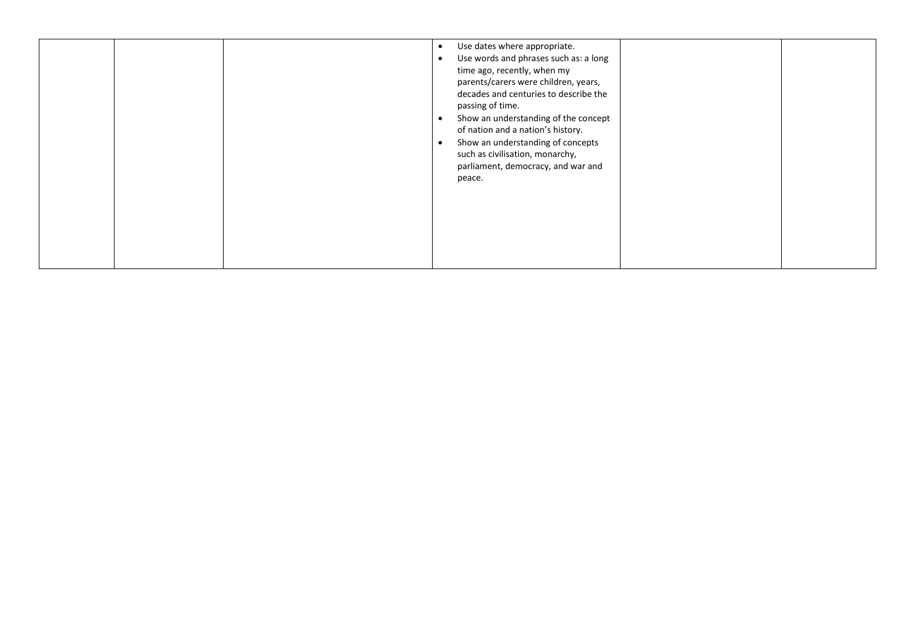| | | | | | |
|---|---|---|---|---|---|
| | | | • Use dates where appropriate.<br>• Use words and phrases such as: a long time ago, recently, when my parents/carers were children, years, decades and centuries to describe the passing of time.<br>• Show an understanding of the concept of nation and a nation's history.<br>• Show an understanding of concepts such as civilisation, monarchy, parliament, democracy, and war and peace. | | |